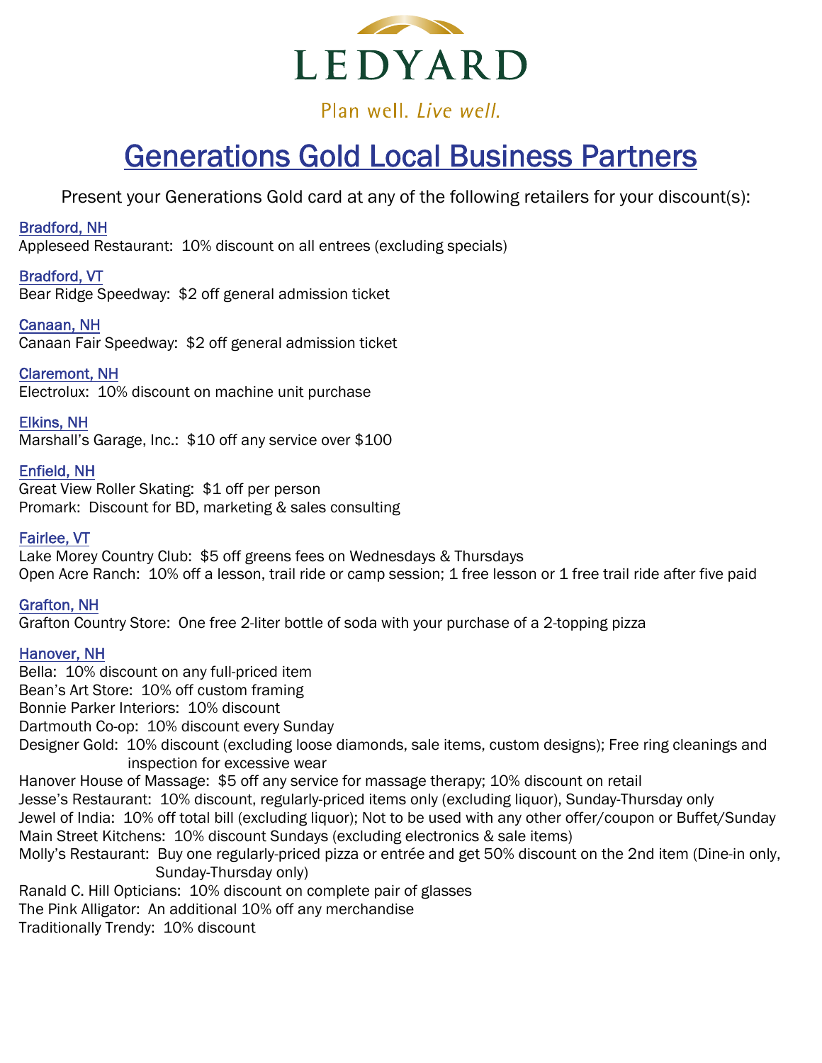LEDYARD

Plan well. *Live well.*

# Generations Gold Local Business Partners

Present your Generations Gold card at any of the following retailers for your discount(s):

**Bradford, NH**
Appleseed Restaurant: 10% discount on all entrees (excluding specials)

**Bradford, VT**
Bear Ridge Speedway: $2 off general admission ticket

**Canaan, NH**
Canaan Fair Speedway: $2 off general admission ticket

**Claremont, NH**
Electrolux: 10% discount on machine unit purchase

**Elkins, NH**
Marshall's Garage, Inc.: $10 off any service over $100

**Enfield, NH**
Great View Roller Skating: $1 off per person
Promark: Discount for BD, marketing & sales consulting

**Fairlee, VT**
Lake Morey Country Club: $5 off greens fees on Wednesdays & Thursdays
Open Acre Ranch: 10% off a lesson, trail ride or camp session; 1 free lesson or 1 free trail ride after five paid

**Grafton, NH**
Grafton Country Store: One free 2-liter bottle of soda with your purchase of a 2-topping pizza

**Hanover, NH**
Bella: 10% discount on any full-priced item
Bean's Art Store: 10% off custom framing
Bonnie Parker Interiors: 10% discount
Dartmouth Co-op: 10% discount every Sunday
Designer Gold: 10% discount (excluding loose diamonds, sale items, custom designs); Free ring cleanings and inspection for excessive wear
Hanover House of Massage: $5 off any service for massage therapy; 10% discount on retail
Jesse's Restaurant: 10% discount, regularly-priced items only (excluding liquor), Sunday-Thursday only
Jewel of India: 10% off total bill (excluding liquor); Not to be used with any other offer/coupon or Buffet/Sunday
Main Street Kitchens: 10% discount Sundays (excluding electronics & sale items)
Molly's Restaurant: Buy one regularly-priced pizza or entrée and get 50% discount on the 2nd item (Dine-in only, Sunday-Thursday only)
Ranald C. Hill Opticians: 10% discount on complete pair of glasses
The Pink Alligator: An additional 10% off any merchandise
Traditionally Trendy: 10% discount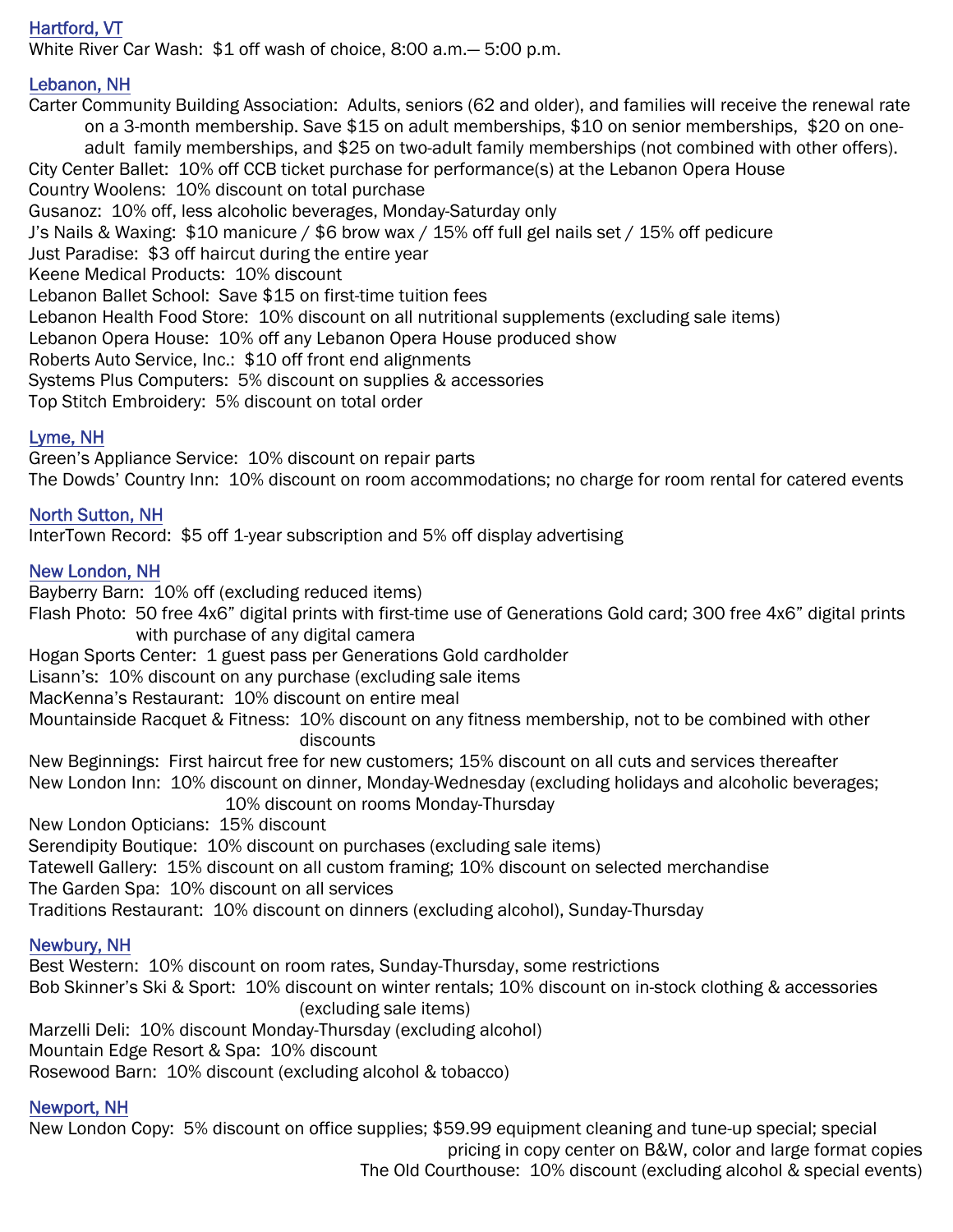## Hartford, VT

White River Car Wash: $1 off wash of choice, 8:00 a.m.— 5:00 p.m.

## Lebanon, NH

Carter Community Building Association: Adults, seniors (62 and older), and families will receive the renewal rate on a 3-month membership. Save $15 on adult memberships, $10 on senior memberships, $20 on one-adult family memberships, and $25 on two-adult family memberships (not combined with other offers).
City Center Ballet: 10% off CCB ticket purchase for performance(s) at the Lebanon Opera House
Country Woolens: 10% discount on total purchase
Gusanoz: 10% off, less alcoholic beverages, Monday-Saturday only
J's Nails & Waxing: $10 manicure / $6 brow wax / 15% off full gel nails set / 15% off pedicure
Just Paradise: $3 off haircut during the entire year
Keene Medical Products: 10% discount
Lebanon Ballet School: Save $15 on first-time tuition fees
Lebanon Health Food Store: 10% discount on all nutritional supplements (excluding sale items)
Lebanon Opera House: 10% off any Lebanon Opera House produced show
Roberts Auto Service, Inc.: $10 off front end alignments
Systems Plus Computers: 5% discount on supplies & accessories
Top Stitch Embroidery: 5% discount on total order

## Lyme, NH

Green's Appliance Service: 10% discount on repair parts
The Dowds' Country Inn: 10% discount on room accommodations; no charge for room rental for catered events

## North Sutton, NH

InterTown Record: $5 off 1-year subscription and 5% off display advertising

## New London, NH

Bayberry Barn: 10% off (excluding reduced items)
Flash Photo: 50 free 4x6" digital prints with first-time use of Generations Gold card; 300 free 4x6" digital prints with purchase of any digital camera
Hogan Sports Center: 1 guest pass per Generations Gold cardholder
Lisann's: 10% discount on any purchase (excluding sale items
MacKenna's Restaurant: 10% discount on entire meal
Mountainside Racquet & Fitness: 10% discount on any fitness membership, not to be combined with other discounts
New Beginnings: First haircut free for new customers; 15% discount on all cuts and services thereafter
New London Inn: 10% discount on dinner, Monday-Wednesday (excluding holidays and alcoholic beverages; 10% discount on rooms Monday-Thursday
New London Opticians: 15% discount
Serendipity Boutique: 10% discount on purchases (excluding sale items)
Tatewell Gallery: 15% discount on all custom framing; 10% discount on selected merchandise
The Garden Spa: 10% discount on all services
Traditions Restaurant: 10% discount on dinners (excluding alcohol), Sunday-Thursday

## Newbury, NH

Best Western: 10% discount on room rates, Sunday-Thursday, some restrictions
Bob Skinner's Ski & Sport: 10% discount on winter rentals; 10% discount on in-stock clothing & accessories (excluding sale items)
Marzelli Deli: 10% discount Monday-Thursday (excluding alcohol)
Mountain Edge Resort & Spa: 10% discount
Rosewood Barn: 10% discount (excluding alcohol & tobacco)

## Newport, NH

New London Copy: 5% discount on office supplies; $59.99 equipment cleaning and tune-up special; special pricing in copy center on B&W, color and large format copies
The Old Courthouse: 10% discount (excluding alcohol & special events)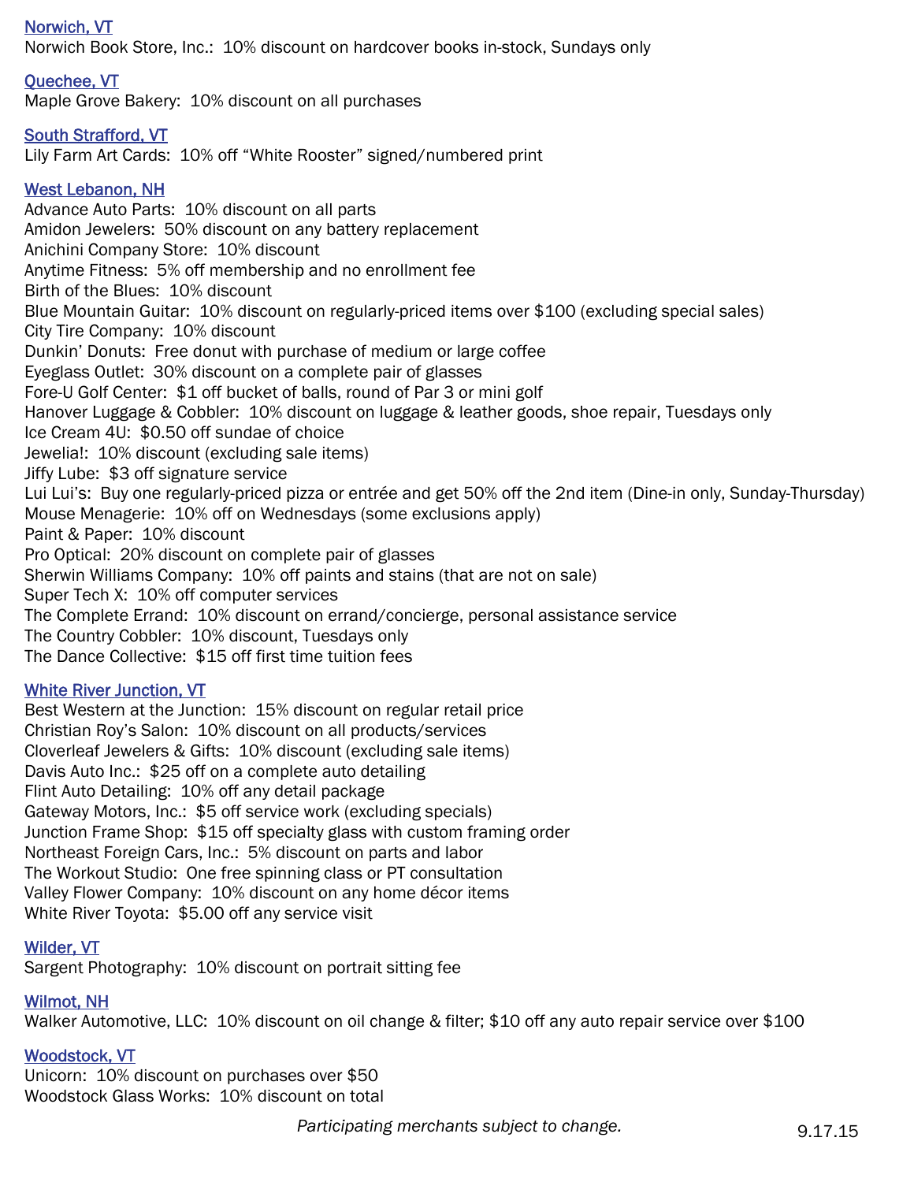Norwich, VT

Norwich Book Store, Inc.: 10% discount on hardcover books in-stock, Sundays only

Quechee, VT

Maple Grove Bakery: 10% discount on all purchases

South Strafford, VT

Lily Farm Art Cards: 10% off “White Rooster” signed/numbered print

West Lebanon, NH

Advance Auto Parts: 10% discount on all parts
Amidon Jewelers: 50% discount on any battery replacement
Anichini Company Store: 10% discount
Anytime Fitness: 5% off membership and no enrollment fee
Birth of the Blues: 10% discount
Blue Mountain Guitar: 10% discount on regularly-priced items over $100 (excluding special sales)
City Tire Company: 10% discount
Dunkin’ Donuts: Free donut with purchase of medium or large coffee
Eyeglass Outlet: 30% discount on a complete pair of glasses
Fore-U Golf Center: $1 off bucket of balls, round of Par 3 or mini golf
Hanover Luggage & Cobbler: 10% discount on luggage & leather goods, shoe repair, Tuesdays only
Ice Cream 4U: $0.50 off sundae of choice
Jewelia!: 10% discount (excluding sale items)
Jiffy Lube: $3 off signature service
Lui Lui’s: Buy one regularly-priced pizza or entrée and get 50% off the 2nd item (Dine-in only, Sunday-Thursday)
Mouse Menagerie: 10% off on Wednesdays (some exclusions apply)
Paint & Paper: 10% discount
Pro Optical: 20% discount on complete pair of glasses
Sherwin Williams Company: 10% off paints and stains (that are not on sale)
Super Tech X: 10% off computer services
The Complete Errand: 10% discount on errand/concierge, personal assistance service
The Country Cobbler: 10% discount, Tuesdays only
The Dance Collective: $15 off first time tuition fees

White River Junction, VT

Best Western at the Junction: 15% discount on regular retail price
Christian Roy’s Salon: 10% discount on all products/services
Cloverleaf Jewelers & Gifts: 10% discount (excluding sale items)
Davis Auto Inc.: $25 off on a complete auto detailing
Flint Auto Detailing: 10% off any detail package
Gateway Motors, Inc.: $5 off service work (excluding specials)
Junction Frame Shop: $15 off specialty glass with custom framing order
Northeast Foreign Cars, Inc.: 5% discount on parts and labor
The Workout Studio: One free spinning class or PT consultation
Valley Flower Company: 10% discount on any home décor items
White River Toyota: $5.00 off any service visit

Wilder, VT

Sargent Photography: 10% discount on portrait sitting fee

Wilmot, NH

Walker Automotive, LLC: 10% discount on oil change & filter; $10 off any auto repair service over $100

Woodstock, VT

Unicorn: 10% discount on purchases over $50
Woodstock Glass Works: 10% discount on total

*Participating merchants subject to change.*

9.17.15